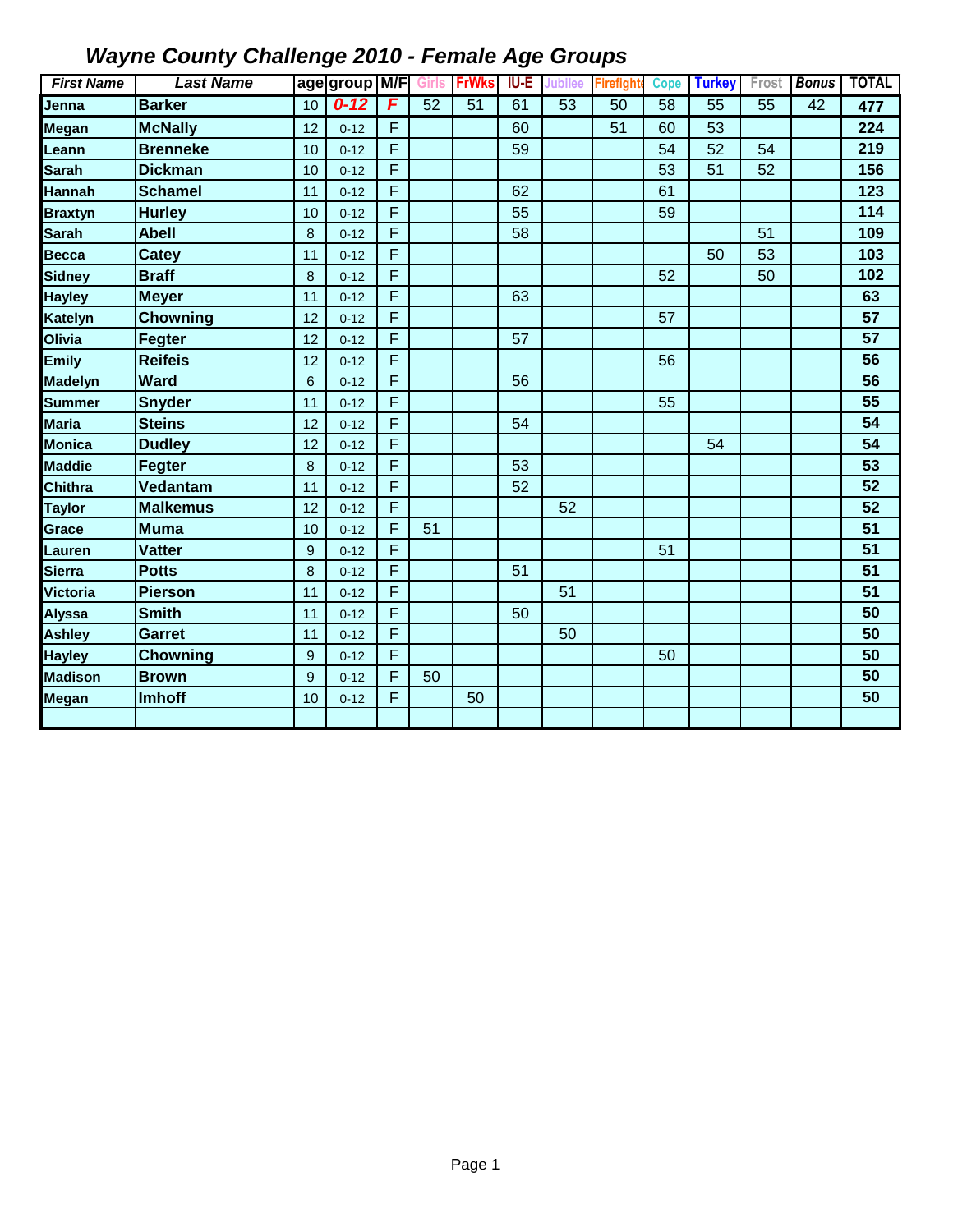## Wayne County Challenge 2010 - Female Age Groups

| First Name | Last Name | age | group | M/F | Girls | FrWks | IU-E | Jubilee | Firefighter | Cope | Turkey | Frost | Bonus | TOTAL |
|---|---|---|---|---|---|---|---|---|---|---|---|---|---|---|
| Jenna | Barker | 10 | 0-12 | F | 52 | 51 | 61 | 53 | 50 | 58 | 55 | 55 | 42 | 477 |
| Megan | McNally | 12 | 0-12 | F | | | 60 | | 51 | 60 | 53 | | | 224 |
| Leann | Brenneke | 10 | 0-12 | F | | | 59 | | | 54 | 52 | 54 | | 219 |
| Sarah | Dickman | 10 | 0-12 | F | | | | | | 53 | 51 | 52 | | 156 |
| Hannah | Schamel | 11 | 0-12 | F | | | 62 | | | 61 | | | | 123 |
| Braxtyn | Hurley | 10 | 0-12 | F | | | 55 | | | 59 | | | | 114 |
| Sarah | Abell | 8 | 0-12 | F | | | 58 | | | | | 51 | | 109 |
| Becca | Catey | 11 | 0-12 | F | | | | | | | 50 | 53 | | 103 |
| Sidney | Braff | 8 | 0-12 | F | | | | | | 52 | | 50 | | 102 |
| Hayley | Meyer | 11 | 0-12 | F | | | 63 | | | | | | | 63 |
| Katelyn | Chowning | 12 | 0-12 | F | | | | | | 57 | | | | 57 |
| Olivia | Fegter | 12 | 0-12 | F | | | 57 | | | | | | | 57 |
| Emily | Reifeis | 12 | 0-12 | F | | | | | | 56 | | | | 56 |
| Madelyn | Ward | 6 | 0-12 | F | | | 56 | | | | | | | 56 |
| Summer | Snyder | 11 | 0-12 | F | | | | | | 55 | | | | 55 |
| Maria | Steins | 12 | 0-12 | F | | | 54 | | | | | | | 54 |
| Monica | Dudley | 12 | 0-12 | F | | | | | | | 54 | | | 54 |
| Maddie | Fegter | 8 | 0-12 | F | | | 53 | | | | | | | 53 |
| Chithra | Vedantam | 11 | 0-12 | F | | | 52 | | | | | | | 52 |
| Taylor | Malkemus | 12 | 0-12 | F | | | | 52 | | | | | | 52 |
| Grace | Muma | 10 | 0-12 | F | 51 | | | | | | | | | 51 |
| Lauren | Vatter | 9 | 0-12 | F | | | | | | 51 | | | | 51 |
| Sierra | Potts | 8 | 0-12 | F | | | 51 | | | | | | | 51 |
| Victoria | Pierson | 11 | 0-12 | F | | | | 51 | | | | | | 51 |
| Alyssa | Smith | 11 | 0-12 | F | | | 50 | | | | | | | 50 |
| Ashley | Garret | 11 | 0-12 | F | | | | 50 | | | | | | 50 |
| Hayley | Chowning | 9 | 0-12 | F | | | | | | 50 | | | | 50 |
| Madison | Brown | 9 | 0-12 | F | 50 | | | | | | | | | 50 |
| Megan | Imhoff | 10 | 0-12 | F | | 50 | | | | | | | | 50 |
| | | | | | | | | | | | | | | |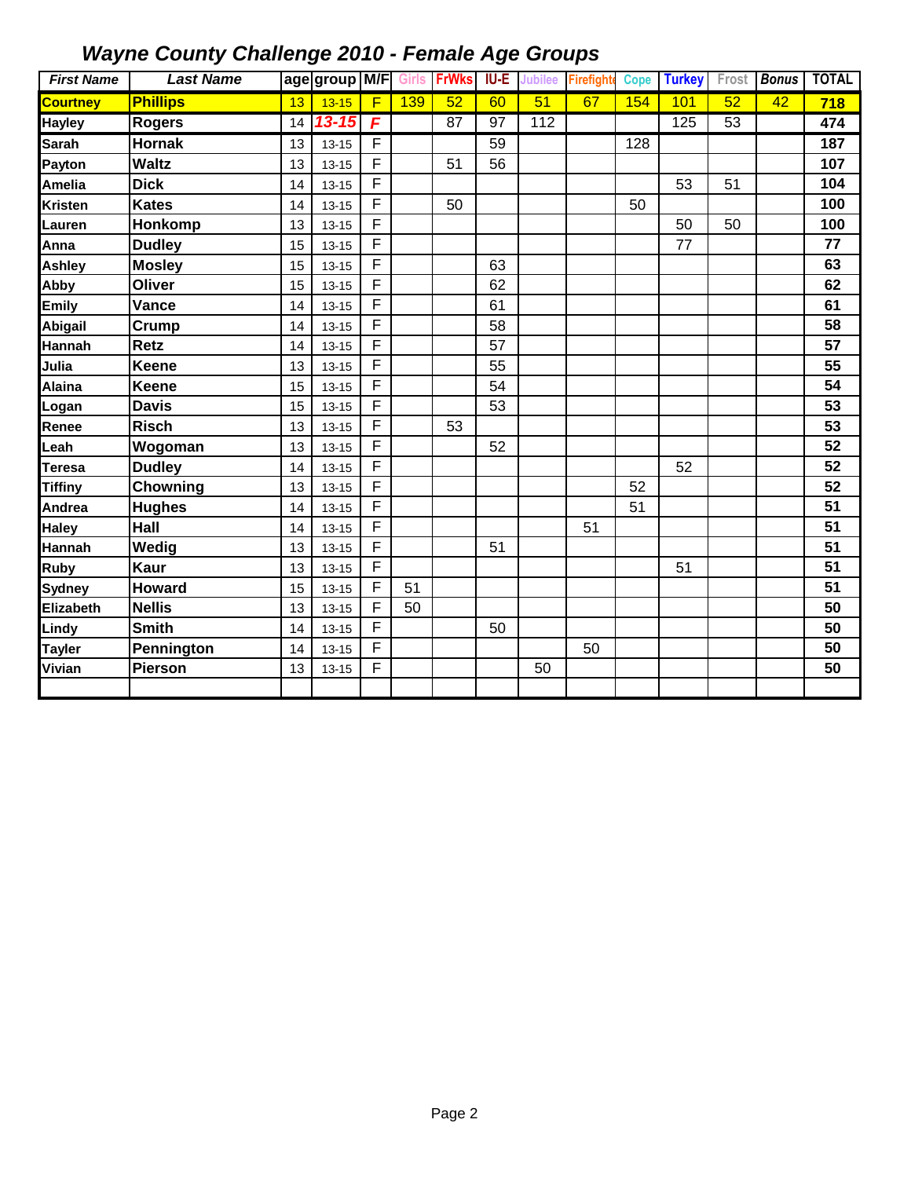# *Wayne County Challenge 2010 - Female Age Groups*

| First Name | Last Name | age | group | M/F | Girls | FrWks | IU-E | Jubilee | Firefighte | Cope | Turkey | Frost | Bonus | TOTAL |
|---|---|---|---|---|---|---|---|---|---|---|---|---|---|---|
| **Courtney** | **Phillips** | 13 | 13-15 | F | 139 | 52 | 60 | 51 | 67 | 154 | 101 | 52 | 42 | **718** |
| **Hayley** | **Rogers** | 14 | ***13-15*** | ***F*** | | 87 | 97 | 112 | | | 125 | 53 | | **474** |
| **Sarah** | **Hornak** | 13 | 13-15 | F | | | 59 | | | 128 | | | | **187** |
| **Payton** | **Waltz** | 13 | 13-15 | F | | 51 | 56 | | | | | | | **107** |
| **Amelia** | **Dick** | 14 | 13-15 | F | | | | | | | 53 | 51 | | **104** |
| **Kristen** | **Kates** | 14 | 13-15 | F | | 50 | | | | 50 | | | | **100** |
| **Lauren** | **Honkomp** | 13 | 13-15 | F | | | | | | | 50 | 50 | | **100** |
| **Anna** | **Dudley** | 15 | 13-15 | F | | | | | | | 77 | | | **77** |
| **Ashley** | **Mosley** | 15 | 13-15 | F | | | 63 | | | | | | | **63** |
| **Abby** | **Oliver** | 15 | 13-15 | F | | | 62 | | | | | | | **62** |
| **Emily** | **Vance** | 14 | 13-15 | F | | | 61 | | | | | | | **61** |
| **Abigail** | **Crump** | 14 | 13-15 | F | | | 58 | | | | | | | **58** |
| **Hannah** | **Retz** | 14 | 13-15 | F | | | 57 | | | | | | | **57** |
| **Julia** | **Keene** | 13 | 13-15 | F | | | 55 | | | | | | | **55** |
| **Alaina** | **Keene** | 15 | 13-15 | F | | | 54 | | | | | | | **54** |
| **Logan** | **Davis** | 15 | 13-15 | F | | | 53 | | | | | | | **53** |
| **Renee** | **Risch** | 13 | 13-15 | F | | 53 | | | | | | | | **53** |
| **Leah** | **Wogoman** | 13 | 13-15 | F | | | 52 | | | | | | | **52** |
| **Teresa** | **Dudley** | 14 | 13-15 | F | | | | | | | 52 | | | **52** |
| **Tiffiny** | **Chowning** | 13 | 13-15 | F | | | | | | 52 | | | | **52** |
| **Andrea** | **Hughes** | 14 | 13-15 | F | | | | | | 51 | | | | **51** |
| **Haley** | **Hall** | 14 | 13-15 | F | | | | | 51 | | | | | **51** |
| **Hannah** | **Wedig** | 13 | 13-15 | F | | | 51 | | | | | | | **51** |
| **Ruby** | **Kaur** | 13 | 13-15 | F | | | | | | | 51 | | | **51** |
| **Sydney** | **Howard** | 15 | 13-15 | F | 51 | | | | | | | | | **51** |
| **Elizabeth** | **Nellis** | 13 | 13-15 | F | 50 | | | | | | | | | **50** |
| **Lindy** | **Smith** | 14 | 13-15 | F | | | 50 | | | | | | | **50** |
| **Tayler** | **Pennington** | 14 | 13-15 | F | | | | | 50 | | | | | **50** |
| **Vivian** | **Pierson** | 13 | 13-15 | F | | | | 50 | | | | | | **50** |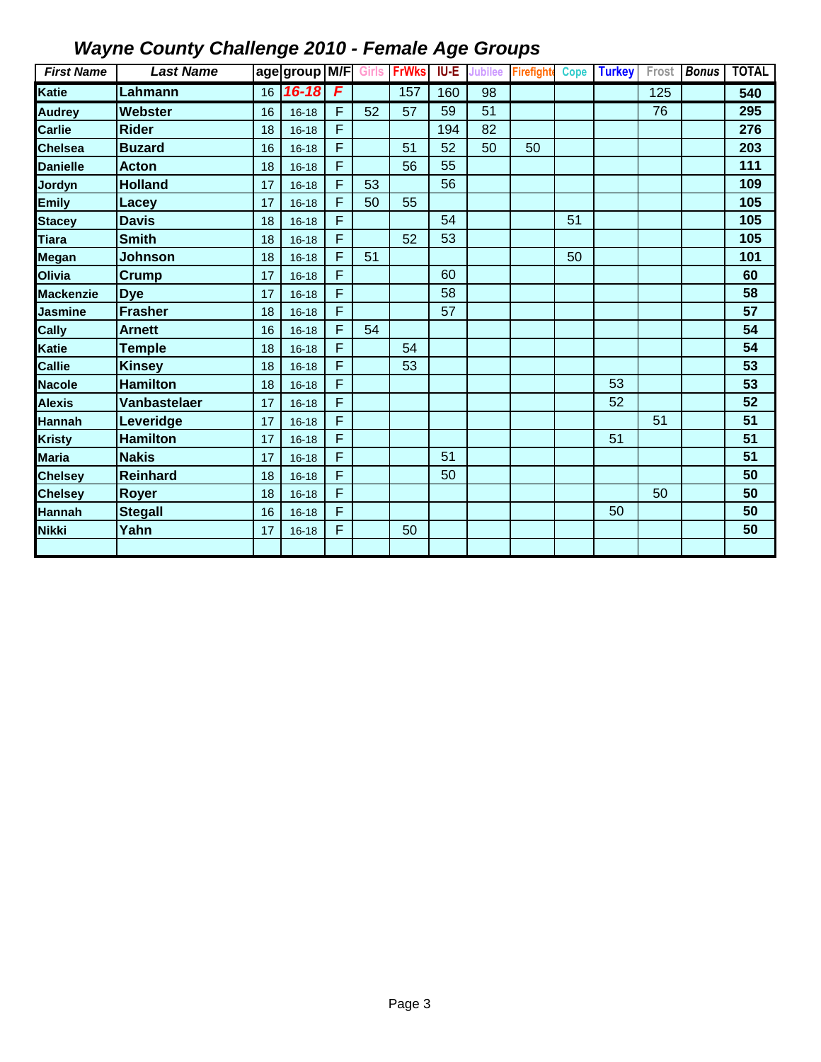## *Wayne County Challenge 2010 - Female Age Groups*

| *First Name* | *Last Name* | age | group | M/F | Girls | FrWks | IU-E | Jubilee | Firefighte | Cope | Turkey | Frost | *Bonus* | TOTAL |
|---|---|---|---|---|---|---|---|---|---|---|---|---|---|---|
| **Katie** | **Lahmann** | 16 | ***16-18*** | ***F*** | | 157 | 160 | 98 | | | | 125 | | **540** |
| **Audrey** | **Webster** | 16 | 16-18 | F | 52 | 57 | 59 | 51 | | | | 76 | | **295** |
| **Carlie** | **Rider** | 18 | 16-18 | F | | | 194 | 82 | | | | | | **276** |
| **Chelsea** | **Buzard** | 16 | 16-18 | F | | 51 | 52 | 50 | 50 | | | | | **203** |
| **Danielle** | **Acton** | 18 | 16-18 | F | | 56 | 55 | | | | | | | **111** |
| **Jordyn** | **Holland** | 17 | 16-18 | F | 53 | | 56 | | | | | | | **109** |
| **Emily** | **Lacey** | 17 | 16-18 | F | 50 | 55 | | | | | | | | **105** |
| **Stacey** | **Davis** | 18 | 16-18 | F | | | 54 | | | 51 | | | | **105** |
| **Tiara** | **Smith** | 18 | 16-18 | F | | 52 | 53 | | | | | | | **105** |
| **Megan** | **Johnson** | 18 | 16-18 | F | 51 | | | | | 50 | | | | **101** |
| **Olivia** | **Crump** | 17 | 16-18 | F | | | 60 | | | | | | | **60** |
| **Mackenzie** | **Dye** | 17 | 16-18 | F | | | 58 | | | | | | | **58** |
| **Jasmine** | **Frasher** | 18 | 16-18 | F | | | 57 | | | | | | | **57** |
| **Cally** | **Arnett** | 16 | 16-18 | F | 54 | | | | | | | | | **54** |
| **Katie** | **Temple** | 18 | 16-18 | F | | 54 | | | | | | | | **54** |
| **Callie** | **Kinsey** | 18 | 16-18 | F | | 53 | | | | | | | | **53** |
| **Nacole** | **Hamilton** | 18 | 16-18 | F | | | | | | | 53 | | | **53** |
| **Alexis** | **Vanbastelaer** | 17 | 16-18 | F | | | | | | | 52 | | | **52** |
| **Hannah** | **Leveridge** | 17 | 16-18 | F | | | | | | | | 51 | | **51** |
| **Kristy** | **Hamilton** | 17 | 16-18 | F | | | | | | | 51 | | | **51** |
| **Maria** | **Nakis** | 17 | 16-18 | F | | | 51 | | | | | | | **51** |
| **Chelsey** | **Reinhard** | 18 | 16-18 | F | | | 50 | | | | | | | **50** |
| **Chelsey** | **Royer** | 18 | 16-18 | F | | | | | | | | 50 | | **50** |
| **Hannah** | **Stegall** | 16 | 16-18 | F | | | | | | | 50 | | | **50** |
| **Nikki** | **Yahn** | 17 | 16-18 | F | | 50 | | | | | | | | **50** |
| | | | | | | | | | | | | | | |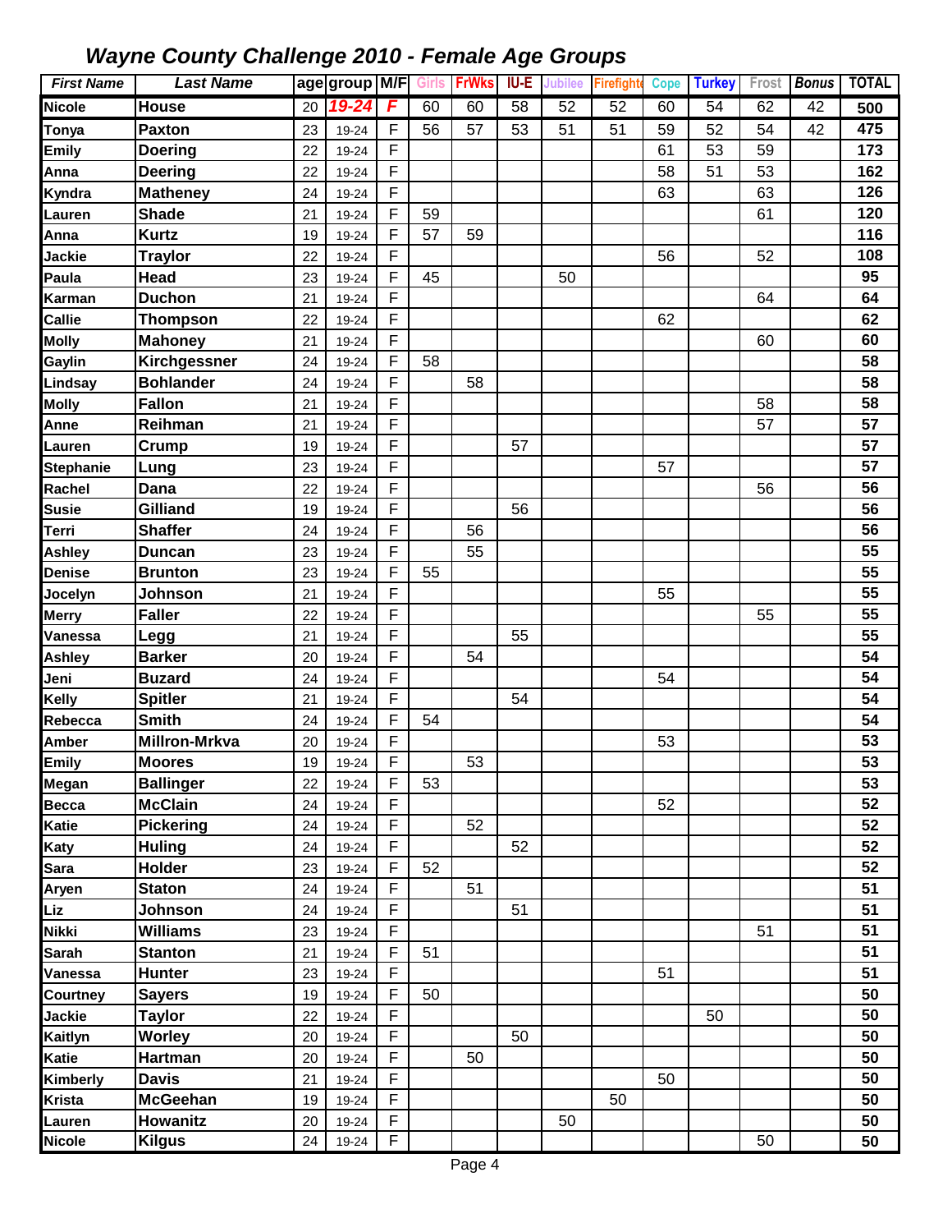## *Wayne County Challenge 2010 - Female Age Groups*

| First Name | Last Name | age | group | M/F | Girls | FrWks | IU-E | Jubilee | Firefighte | Cope | Turkey | Frost | Bonus | TOTAL |
|---|---|---|---|---|---|---|---|---|---|---|---|---|---|---|
| Nicole | House | 20 | 19-24 | F | 60 | 60 | 58 | 52 | 52 | 60 | 54 | 62 | 42 | 500 |
| Tonya | Paxton | 23 | 19-24 | F | 56 | 57 | 53 | 51 | 51 | 59 | 52 | 54 | 42 | 475 |
| Emily | Doering | 22 | 19-24 | F | | | | | | 61 | 53 | 59 | | 173 |
| Anna | Deering | 22 | 19-24 | F | | | | | | 58 | 51 | 53 | | 162 |
| Kyndra | Matheney | 24 | 19-24 | F | | | | | | 63 | | 63 | | 126 |
| Lauren | Shade | 21 | 19-24 | F | 59 | | | | | | | 61 | | 120 |
| Anna | Kurtz | 19 | 19-24 | F | 57 | 59 | | | | | | | | 116 |
| Jackie | Traylor | 22 | 19-24 | F | | | | | | 56 | | 52 | | 108 |
| Paula | Head | 23 | 19-24 | F | 45 | | | 50 | | | | | | 95 |
| Karman | Duchon | 21 | 19-24 | F | | | | | | | | 64 | | 64 |
| Callie | Thompson | 22 | 19-24 | F | | | | | | 62 | | | | 62 |
| Molly | Mahoney | 21 | 19-24 | F | | | | | | | | 60 | | 60 |
| Gaylin | Kirchgessner | 24 | 19-24 | F | 58 | | | | | | | | | 58 |
| Lindsay | Bohlander | 24 | 19-24 | F | | 58 | | | | | | | | 58 |
| Molly | Fallon | 21 | 19-24 | F | | | | | | | | 58 | | 58 |
| Anne | Reihman | 21 | 19-24 | F | | | | | | | | 57 | | 57 |
| Lauren | Crump | 19 | 19-24 | F | | | 57 | | | | | | | 57 |
| Stephanie | Lung | 23 | 19-24 | F | | | | | | 57 | | | | 57 |
| Rachel | Dana | 22 | 19-24 | F | | | | | | | | 56 | | 56 |
| Susie | Gilliand | 19 | 19-24 | F | | | 56 | | | | | | | 56 |
| Terri | Shaffer | 24 | 19-24 | F | | 56 | | | | | | | | 56 |
| Ashley | Duncan | 23 | 19-24 | F | | 55 | | | | | | | | 55 |
| Denise | Brunton | 23 | 19-24 | F | 55 | | | | | | | | | 55 |
| Jocelyn | Johnson | 21 | 19-24 | F | | | | | | 55 | | | | 55 |
| Merry | Faller | 22 | 19-24 | F | | | | | | | | 55 | | 55 |
| Vanessa | Legg | 21 | 19-24 | F | | | 55 | | | | | | | 55 |
| Ashley | Barker | 20 | 19-24 | F | | 54 | | | | | | | | 54 |
| Jeni | Buzard | 24 | 19-24 | F | | | | | | 54 | | | | 54 |
| Kelly | Spitler | 21 | 19-24 | F | | | 54 | | | | | | | 54 |
| Rebecca | Smith | 24 | 19-24 | F | 54 | | | | | | | | | 54 |
| Amber | Millron-Mrkva | 20 | 19-24 | F | | | | | | 53 | | | | 53 |
| Emily | Moores | 19 | 19-24 | F | | 53 | | | | | | | | 53 |
| Megan | Ballinger | 22 | 19-24 | F | 53 | | | | | | | | | 53 |
| Becca | McClain | 24 | 19-24 | F | | | | | | 52 | | | | 52 |
| Katie | Pickering | 24 | 19-24 | F | | 52 | | | | | | | | 52 |
| Katy | Huling | 24 | 19-24 | F | | | 52 | | | | | | | 52 |
| Sara | Holder | 23 | 19-24 | F | 52 | | | | | | | | | 52 |
| Aryen | Staton | 24 | 19-24 | F | | 51 | | | | | | | | 51 |
| Liz | Johnson | 24 | 19-24 | F | | | 51 | | | | | | | 51 |
| Nikki | Williams | 23 | 19-24 | F | | | | | | | | 51 | | 51 |
| Sarah | Stanton | 21 | 19-24 | F | 51 | | | | | | | | | 51 |
| Vanessa | Hunter | 23 | 19-24 | F | | | | | | 51 | | | | 51 |
| Courtney | Sayers | 19 | 19-24 | F | 50 | | | | | | | | | 50 |
| Jackie | Taylor | 22 | 19-24 | F | | | | | | | 50 | | | 50 |
| Kaitlyn | Worley | 20 | 19-24 | F | | | 50 | | | | | | | 50 |
| Katie | Hartman | 20 | 19-24 | F | | 50 | | | | | | | | 50 |
| Kimberly | Davis | 21 | 19-24 | F | | | | | | 50 | | | | 50 |
| Krista | McGeehan | 19 | 19-24 | F | | | | | 50 | | | | | 50 |
| Lauren | Howanitz | 20 | 19-24 | F | | | | 50 | | | | | | 50 |
| Nicole | Kilgus | 24 | 19-24 | F | | | | | | | | 50 | | 50 |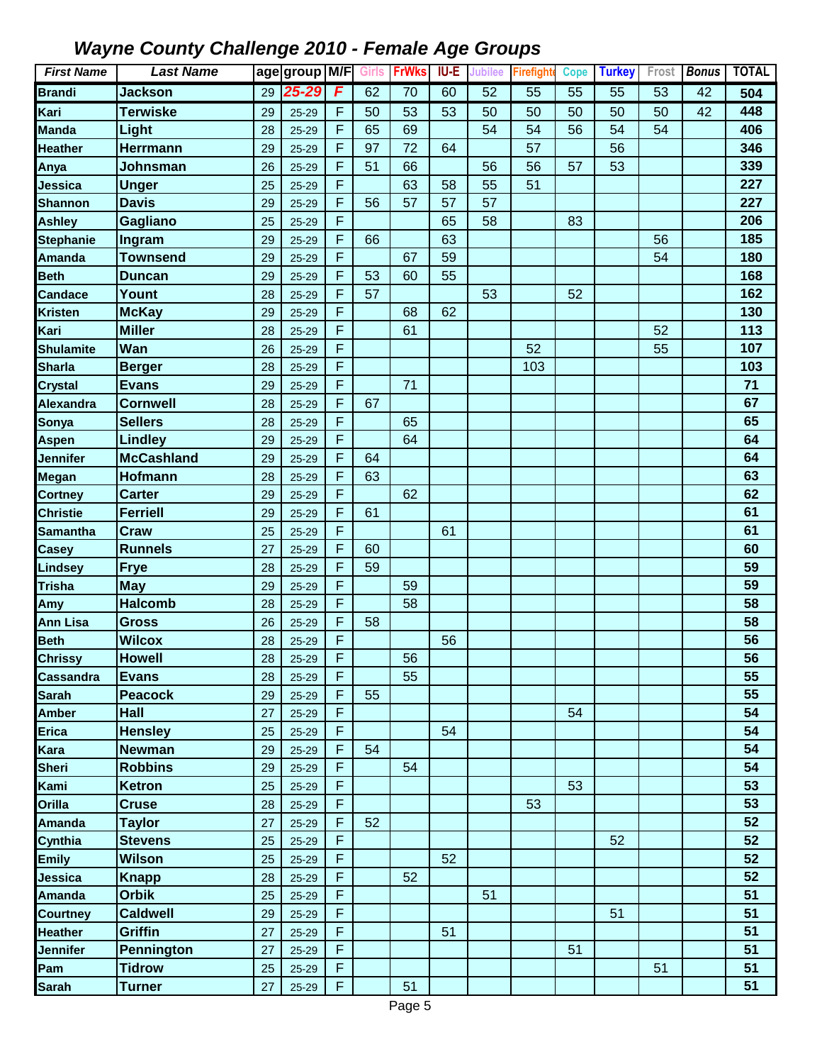# Wayne County Challenge 2010 - Female Age Groups

| First Name | Last Name | age | group | M/F | Girls | FrWks | IU-E | Jubilee | Firefighte | Cope | Turkey | Frost | Bonus | TOTAL |
|---|---|---|---|---|---|---|---|---|---|---|---|---|---|---|
| Brandi | Jackson | 29 | 25-29 | F | 62 | 70 | 60 | 52 | 55 | 55 | 55 | 53 | 42 | 504 |
| Kari | Terwiske | 29 | 25-29 | F | 50 | 53 | 53 | 50 | 50 | 50 | 50 | 50 | 42 | 448 |
| Manda | Light | 28 | 25-29 | F | 65 | 69 | | 54 | 54 | 56 | 54 | 54 | | 406 |
| Heather | Herrmann | 29 | 25-29 | F | 97 | 72 | 64 | | 57 | | 56 | | | 346 |
| Anya | Johnsman | 26 | 25-29 | F | 51 | 66 | | 56 | 56 | 57 | 53 | | | 339 |
| Jessica | Unger | 25 | 25-29 | F | | 63 | 58 | 55 | 51 | | | | | 227 |
| Shannon | Davis | 29 | 25-29 | F | 56 | 57 | 57 | 57 | | | | | | 227 |
| Ashley | Gagliano | 25 | 25-29 | F | | | 65 | 58 | | 83 | | | | 206 |
| Stephanie | Ingram | 29 | 25-29 | F | 66 | | 63 | | | | | 56 | | 185 |
| Amanda | Townsend | 29 | 25-29 | F | | 67 | 59 | | | | | 54 | | 180 |
| Beth | Duncan | 29 | 25-29 | F | 53 | 60 | 55 | | | | | | | 168 |
| Candace | Yount | 28 | 25-29 | F | 57 | | | 53 | | 52 | | | | 162 |
| Kristen | McKay | 29 | 25-29 | F | | 68 | 62 | | | | | | | 130 |
| Kari | Miller | 28 | 25-29 | F | | 61 | | | | | | 52 | | 113 |
| Shulamite | Wan | 26 | 25-29 | F | | | | | 52 | | | 55 | | 107 |
| Sharla | Berger | 28 | 25-29 | F | | | | | 103 | | | | | 103 |
| Crystal | Evans | 29 | 25-29 | F | | 71 | | | | | | | | 71 |
| Alexandra | Cornwell | 28 | 25-29 | F | 67 | | | | | | | | | 67 |
| Sonya | Sellers | 28 | 25-29 | F | | 65 | | | | | | | | 65 |
| Aspen | Lindley | 29 | 25-29 | F | | 64 | | | | | | | | 64 |
| Jennifer | McCashland | 29 | 25-29 | F | 64 | | | | | | | | | 64 |
| Megan | Hofmann | 28 | 25-29 | F | 63 | | | | | | | | | 63 |
| Cortney | Carter | 29 | 25-29 | F | | 62 | | | | | | | | 62 |
| Christie | Ferriell | 29 | 25-29 | F | 61 | | | | | | | | | 61 |
| Samantha | Craw | 25 | 25-29 | F | | | 61 | | | | | | | 61 |
| Casey | Runnels | 27 | 25-29 | F | 60 | | | | | | | | | 60 |
| Lindsey | Frye | 28 | 25-29 | F | 59 | | | | | | | | | 59 |
| Trisha | May | 29 | 25-29 | F | | 59 | | | | | | | | 59 |
| Amy | Halcomb | 28 | 25-29 | F | | 58 | | | | | | | | 58 |
| Ann Lisa | Gross | 26 | 25-29 | F | 58 | | | | | | | | | 58 |
| Beth | Wilcox | 28 | 25-29 | F | | | 56 | | | | | | | 56 |
| Chrissy | Howell | 28 | 25-29 | F | | 56 | | | | | | | | 56 |
| Cassandra | Evans | 28 | 25-29 | F | | 55 | | | | | | | | 55 |
| Sarah | Peacock | 29 | 25-29 | F | 55 | | | | | | | | | 55 |
| Amber | Hall | 27 | 25-29 | F | | | | | | 54 | | | | 54 |
| Erica | Hensley | 25 | 25-29 | F | | | 54 | | | | | | | 54 |
| Kara | Newman | 29 | 25-29 | F | 54 | | | | | | | | | 54 |
| Sheri | Robbins | 29 | 25-29 | F | | 54 | | | | | | | | 54 |
| Kami | Ketron | 25 | 25-29 | F | | | | | | 53 | | | | 53 |
| Orilla | Cruse | 28 | 25-29 | F | | | | | 53 | | | | | 53 |
| Amanda | Taylor | 27 | 25-29 | F | 52 | | | | | | | | | 52 |
| Cynthia | Stevens | 25 | 25-29 | F | | | | | | | 52 | | | 52 |
| Emily | Wilson | 25 | 25-29 | F | | | 52 | | | | | | | 52 |
| Jessica | Knapp | 28 | 25-29 | F | | 52 | | | | | | | | 52 |
| Amanda | Orbik | 25 | 25-29 | F | | | | 51 | | | | | | 51 |
| Courtney | Caldwell | 29 | 25-29 | F | | | | | | | 51 | | | 51 |
| Heather | Griffin | 27 | 25-29 | F | | | 51 | | | | | | | 51 |
| Jennifer | Pennington | 27 | 25-29 | F | | | | | | 51 | | | | 51 |
| Pam | Tidrow | 25 | 25-29 | F | | | | | | | | 51 | | 51 |
| Sarah | Turner | 27 | 25-29 | F | | 51 | | | | | | | | 51 |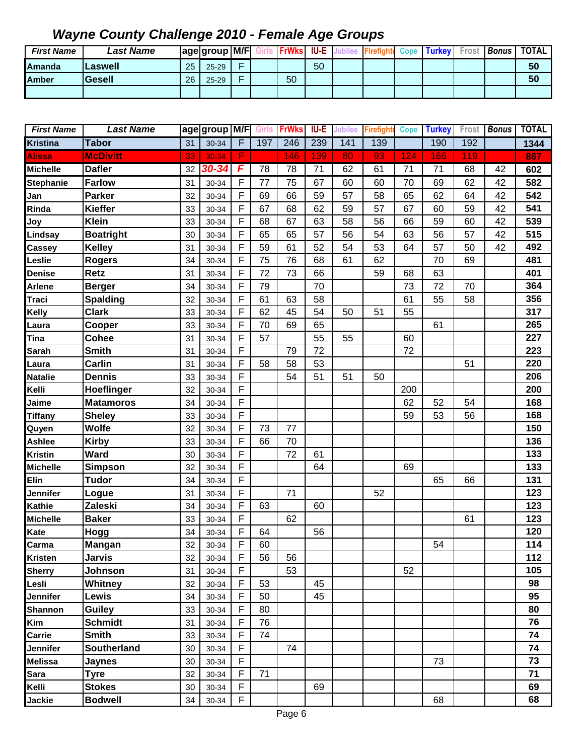# Wayne County Challenge 2010 - Female Age Groups

| First Name | Last Name | age | group | M/F | Girls | FrWks | IU-E | Jubilee | Firefighter | Cope | Turkey | Frost | Bonus | TOTAL |
|---|---|---|---|---|---|---|---|---|---|---|---|---|---|---|
| Amanda | Laswell | 25 | 25-29 | F | | | 50 | | | | | | | 50 |
| Amber | Gesell | 26 | 25-29 | F | | 50 | | | | | | | | 50 |
| | | | | | | | | | | | | | | |

| First Name | Last Name | age | group | M/F | Girls | FrWks | IU-E | Jubilee | Firefighter | Cope | Turkey | Frost | Bonus | TOTAL |
|---|---|---|---|---|---|---|---|---|---|---|---|---|---|---|
| Kristina | Tabor | 31 | 30-34 | F | 197 | 246 | 239 | 141 | 139 | | 190 | 192 | | 1344 |
| Alissa | McDivitt | 33 | 30-34 | F | | 146 | 139 | 80 | 93 | 124 | 166 | 119 | | 867 |
| Michelle | Dafler | 32 | 30-34 | F | 78 | 78 | 71 | 62 | 61 | 71 | 71 | 68 | 42 | 602 |
| Stephanie | Farlow | 31 | 30-34 | F | 77 | 75 | 67 | 60 | 60 | 70 | 69 | 62 | 42 | 582 |
| Jan | Parker | 32 | 30-34 | F | 69 | 66 | 59 | 57 | 58 | 65 | 62 | 64 | 42 | 542 |
| Rinda | Kieffer | 33 | 30-34 | F | 67 | 68 | 62 | 59 | 57 | 67 | 60 | 59 | 42 | 541 |
| Joy | Klein | 33 | 30-34 | F | 68 | 67 | 63 | 58 | 56 | 66 | 59 | 60 | 42 | 539 |
| Lindsay | Boatright | 30 | 30-34 | F | 65 | 65 | 57 | 56 | 54 | 63 | 56 | 57 | 42 | 515 |
| Cassey | Kelley | 31 | 30-34 | F | 59 | 61 | 52 | 54 | 53 | 64 | 57 | 50 | 42 | 492 |
| Leslie | Rogers | 34 | 30-34 | F | 75 | 76 | 68 | 61 | 62 | | 70 | 69 | | 481 |
| Denise | Retz | 31 | 30-34 | F | 72 | 73 | 66 | | 59 | 68 | 63 | | | 401 |
| Arlene | Berger | 34 | 30-34 | F | 79 | | 70 | | | 73 | 72 | 70 | | 364 |
| Traci | Spalding | 32 | 30-34 | F | 61 | 63 | 58 | | | 61 | 55 | 58 | | 356 |
| Kelly | Clark | 33 | 30-34 | F | 62 | 45 | 54 | 50 | 51 | 55 | | | | 317 |
| Laura | Cooper | 33 | 30-34 | F | 70 | 69 | 65 | | | | 61 | | | 265 |
| Tina | Cohee | 31 | 30-34 | F | 57 | | 55 | 55 | | 60 | | | | 227 |
| Sarah | Smith | 31 | 30-34 | F | | 79 | 72 | | | 72 | | | | 223 |
| Laura | Carlin | 31 | 30-34 | F | 58 | 58 | 53 | | | | | 51 | | 220 |
| Natalie | Dennis | 33 | 30-34 | F | | 54 | 51 | 51 | 50 | | | | | 206 |
| Kelli | Hoeflinger | 32 | 30-34 | F | | | | | | 200 | | | | 200 |
| Jaime | Matamoros | 34 | 30-34 | F | | | | | | 62 | 52 | 54 | | 168 |
| Tiffany | Sheley | 33 | 30-34 | F | | | | | | 59 | 53 | 56 | | 168 |
| Quyen | Wolfe | 32 | 30-34 | F | 73 | 77 | | | | | | | | 150 |
| Ashlee | Kirby | 33 | 30-34 | F | 66 | 70 | | | | | | | | 136 |
| Kristin | Ward | 30 | 30-34 | F | | 72 | 61 | | | | | | | 133 |
| Michelle | Simpson | 32 | 30-34 | F | | | 64 | | | 69 | | | | 133 |
| Elin | Tudor | 34 | 30-34 | F | | | | | | | 65 | 66 | | 131 |
| Jennifer | Logue | 31 | 30-34 | F | | 71 | | | 52 | | | | | 123 |
| Kathie | Zaleski | 34 | 30-34 | F | 63 | | 60 | | | | | | | 123 |
| Michelle | Baker | 33 | 30-34 | F | | 62 | | | | | | 61 | | 123 |
| Kate | Hogg | 34 | 30-34 | F | 64 | | 56 | | | | | | | 120 |
| Carma | Mangan | 32 | 30-34 | F | 60 | | | | | | 54 | | | 114 |
| Kristen | Jarvis | 32 | 30-34 | F | 56 | 56 | | | | | | | | 112 |
| Sherry | Johnson | 31 | 30-34 | F | | 53 | | | | 52 | | | | 105 |
| Lesli | Whitney | 32 | 30-34 | F | 53 | | 45 | | | | | | | 98 |
| Jennifer | Lewis | 34 | 30-34 | F | 50 | | 45 | | | | | | | 95 |
| Shannon | Guiley | 33 | 30-34 | F | 80 | | | | | | | | | 80 |
| Kim | Schmidt | 31 | 30-34 | F | 76 | | | | | | | | | 76 |
| Carrie | Smith | 33 | 30-34 | F | 74 | | | | | | | | | 74 |
| Jennifer | Southerland | 30 | 30-34 | F | | 74 | | | | | | | | 74 |
| Melissa | Jaynes | 30 | 30-34 | F | | | | | | | 73 | | | 73 |
| Sara | Tyre | 32 | 30-34 | F | 71 | | | | | | | | | 71 |
| Kelli | Stokes | 30 | 30-34 | F | | | 69 | | | | | | | 69 |
| Jackie | Bodwell | 34 | 30-34 | F | | | | | | | 68 | | | 68 |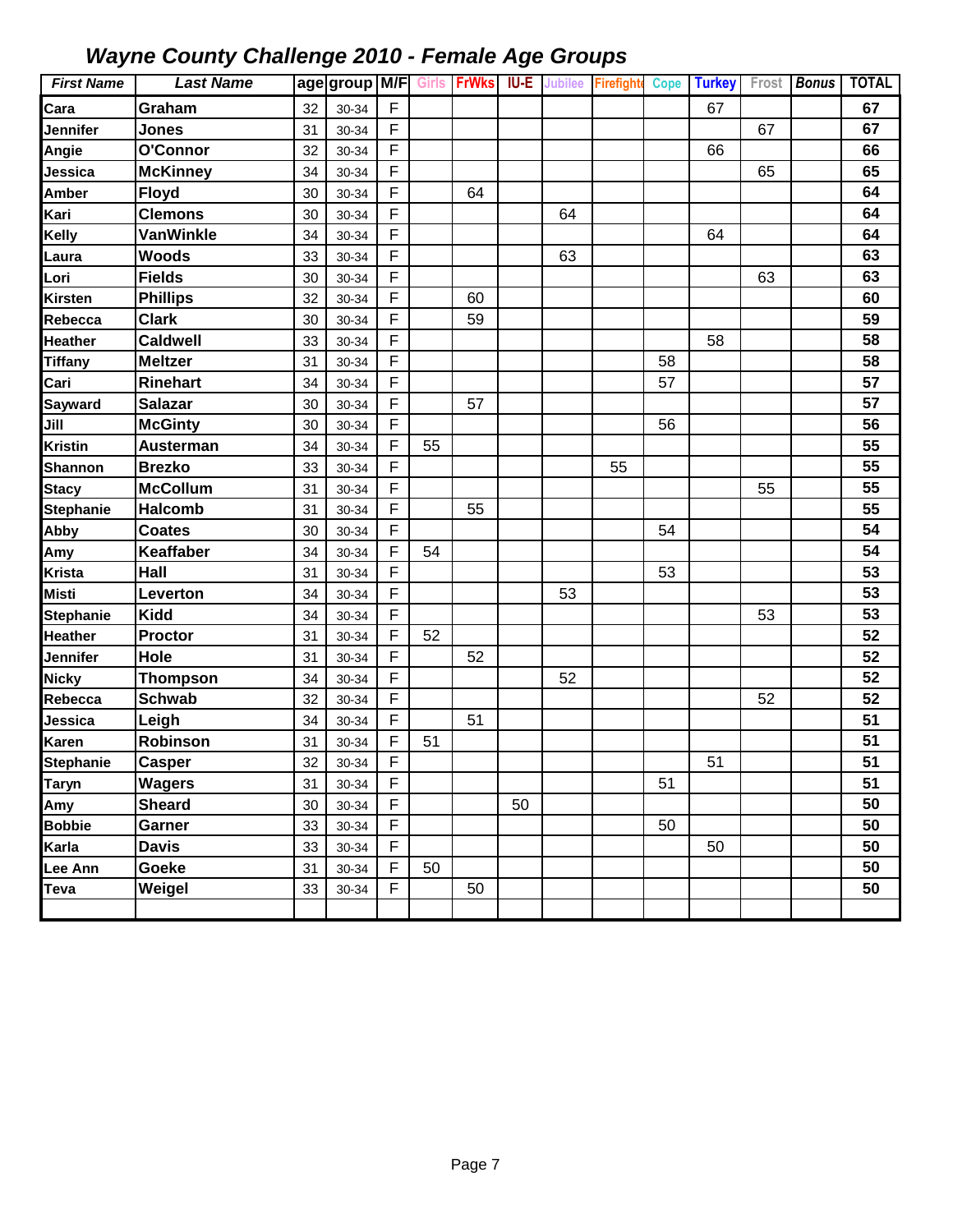## *Wayne County Challenge 2010 - Female Age Groups*

| First Name | Last Name | age | group | M/F | Girls | FrWks | IU-E | Jubilee | Firefighte | Cope | Turkey | Frost | Bonus | TOTAL |
|---|---|---|---|---|---|---|---|---|---|---|---|---|---|---|
| Cara | Graham | 32 | 30-34 | F | | | | | | | 67 | | | 67 |
| Jennifer | Jones | 31 | 30-34 | F | | | | | | | | 67 | | 67 |
| Angie | O'Connor | 32 | 30-34 | F | | | | | | | 66 | | | 66 |
| Jessica | McKinney | 34 | 30-34 | F | | | | | | | | 65 | | 65 |
| Amber | Floyd | 30 | 30-34 | F | | 64 | | | | | | | | 64 |
| Kari | Clemons | 30 | 30-34 | F | | | | 64 | | | | | | 64 |
| Kelly | VanWinkle | 34 | 30-34 | F | | | | | | | 64 | | | 64 |
| Laura | Woods | 33 | 30-34 | F | | | | 63 | | | | | | 63 |
| Lori | Fields | 30 | 30-34 | F | | | | | | | | 63 | | 63 |
| Kirsten | Phillips | 32 | 30-34 | F | | 60 | | | | | | | | 60 |
| Rebecca | Clark | 30 | 30-34 | F | | 59 | | | | | | | | 59 |
| Heather | Caldwell | 33 | 30-34 | F | | | | | | | 58 | | | 58 |
| Tiffany | Meltzer | 31 | 30-34 | F | | | | | | 58 | | | | 58 |
| Cari | Rinehart | 34 | 30-34 | F | | | | | | 57 | | | | 57 |
| Sayward | Salazar | 30 | 30-34 | F | | 57 | | | | | | | | 57 |
| Jill | McGinty | 30 | 30-34 | F | | | | | | 56 | | | | 56 |
| Kristin | Austerman | 34 | 30-34 | F | 55 | | | | | | | | | 55 |
| Shannon | Brezko | 33 | 30-34 | F | | | | | 55 | | | | | 55 |
| Stacy | McCollum | 31 | 30-34 | F | | | | | | | | 55 | | 55 |
| Stephanie | Halcomb | 31 | 30-34 | F | | 55 | | | | | | | | 55 |
| Abby | Coates | 30 | 30-34 | F | | | | | | 54 | | | | 54 |
| Amy | Keaffaber | 34 | 30-34 | F | 54 | | | | | | | | | 54 |
| Krista | Hall | 31 | 30-34 | F | | | | | | 53 | | | | 53 |
| Misti | Leverton | 34 | 30-34 | F | | | | 53 | | | | | | 53 |
| Stephanie | Kidd | 34 | 30-34 | F | | | | | | | | 53 | | 53 |
| Heather | Proctor | 31 | 30-34 | F | 52 | | | | | | | | | 52 |
| Jennifer | Hole | 31 | 30-34 | F | | 52 | | | | | | | | 52 |
| Nicky | Thompson | 34 | 30-34 | F | | | | 52 | | | | | | 52 |
| Rebecca | Schwab | 32 | 30-34 | F | | | | | | | | 52 | | 52 |
| Jessica | Leigh | 34 | 30-34 | F | | 51 | | | | | | | | 51 |
| Karen | Robinson | 31 | 30-34 | F | 51 | | | | | | | | | 51 |
| Stephanie | Casper | 32 | 30-34 | F | | | | | | | 51 | | | 51 |
| Taryn | Wagers | 31 | 30-34 | F | | | | | | 51 | | | | 51 |
| Amy | Sheard | 30 | 30-34 | F | | | 50 | | | | | | | 50 |
| Bobbie | Garner | 33 | 30-34 | F | | | | | | 50 | | | | 50 |
| Karla | Davis | 33 | 30-34 | F | | | | | | | 50 | | | 50 |
| Lee Ann | Goeke | 31 | 30-34 | F | 50 | | | | | | | | | 50 |
| Teva | Weigel | 33 | 30-34 | F | | 50 | | | | | | | | 50 |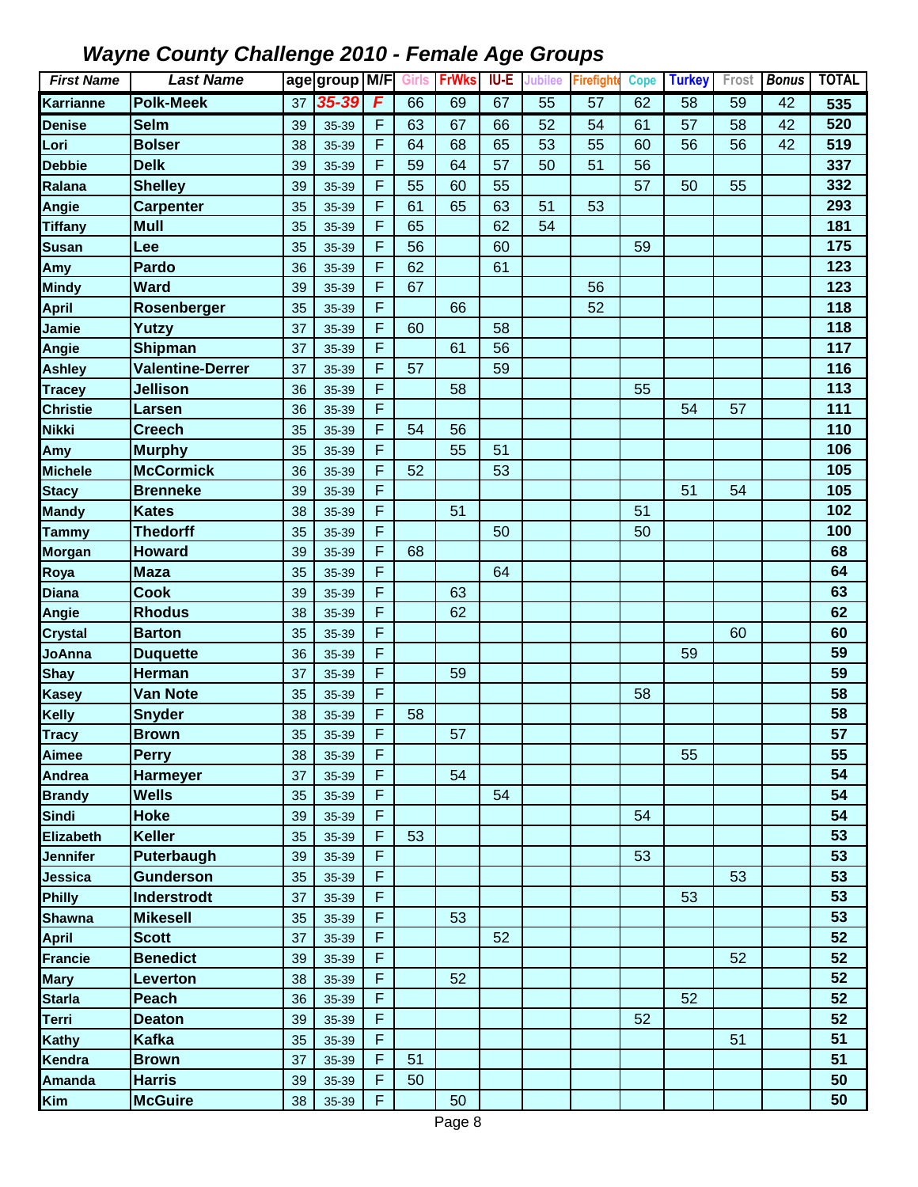## *Wayne County Challenge 2010 - Female Age Groups*

| First Name | Last Name | age | group | M/F | Girls | FrWks | IU-E | Jubilee | Firefighte | Cope | Turkey | Frost | Bonus | TOTAL |
|---|---|---|---|---|---|---|---|---|---|---|---|---|---|---|
| Karrianne | Polk-Meek | 37 | 35-39 | F | 66 | 69 | 67 | 55 | 57 | 62 | 58 | 59 | 42 | 535 |
| Denise | Selm | 39 | 35-39 | F | 63 | 67 | 66 | 52 | 54 | 61 | 57 | 58 | 42 | 520 |
| Lori | Bolser | 38 | 35-39 | F | 64 | 68 | 65 | 53 | 55 | 60 | 56 | 56 | 42 | 519 |
| Debbie | Delk | 39 | 35-39 | F | 59 | 64 | 57 | 50 | 51 | 56 | | | | 337 |
| Ralana | Shelley | 39 | 35-39 | F | 55 | 60 | 55 | | | 57 | 50 | 55 | | 332 |
| Angie | Carpenter | 35 | 35-39 | F | 61 | 65 | 63 | 51 | 53 | | | | | 293 |
| Tiffany | Mull | 35 | 35-39 | F | 65 | | 62 | 54 | | | | | | 181 |
| Susan | Lee | 35 | 35-39 | F | 56 | | 60 | | | 59 | | | | 175 |
| Amy | Pardo | 36 | 35-39 | F | 62 | | 61 | | | | | | | 123 |
| Mindy | Ward | 39 | 35-39 | F | 67 | | | | 56 | | | | | 123 |
| April | Rosenberger | 35 | 35-39 | F | | 66 | | | 52 | | | | | 118 |
| Jamie | Yutzy | 37 | 35-39 | F | 60 | | 58 | | | | | | | 118 |
| Angie | Shipman | 37 | 35-39 | F | | 61 | 56 | | | | | | | 117 |
| Ashley | Valentine-Derrer | 37 | 35-39 | F | 57 | | 59 | | | | | | | 116 |
| Tracey | Jellison | 36 | 35-39 | F | | 58 | | | | 55 | | | | 113 |
| Christie | Larsen | 36 | 35-39 | F | | | | | | | 54 | 57 | | 111 |
| Nikki | Creech | 35 | 35-39 | F | 54 | 56 | | | | | | | | 110 |
| Amy | Murphy | 35 | 35-39 | F | | 55 | 51 | | | | | | | 106 |
| Michele | McCormick | 36 | 35-39 | F | 52 | | 53 | | | | | | | 105 |
| Stacy | Brenneke | 39 | 35-39 | F | | | | | | | 51 | 54 | | 105 |
| Mandy | Kates | 38 | 35-39 | F | | 51 | | | | 51 | | | | 102 |
| Tammy | Thedorff | 35 | 35-39 | F | | | 50 | | | 50 | | | | 100 |
| Morgan | Howard | 39 | 35-39 | F | 68 | | | | | | | | | 68 |
| Roya | Maza | 35 | 35-39 | F | | | 64 | | | | | | | 64 |
| Diana | Cook | 39 | 35-39 | F | | 63 | | | | | | | | 63 |
| Angie | Rhodus | 38 | 35-39 | F | | 62 | | | | | | | | 62 |
| Crystal | Barton | 35 | 35-39 | F | | | | | | | | 60 | | 60 |
| JoAnna | Duquette | 36 | 35-39 | F | | | | | | | 59 | | | 59 |
| Shay | Herman | 37 | 35-39 | F | | 59 | | | | | | | | 59 |
| Kasey | Van Note | 35 | 35-39 | F | | | | | | 58 | | | | 58 |
| Kelly | Snyder | 38 | 35-39 | F | 58 | | | | | | | | | 58 |
| Tracy | Brown | 35 | 35-39 | F | | 57 | | | | | | | | 57 |
| Aimee | Perry | 38 | 35-39 | F | | | | | | | 55 | | | 55 |
| Andrea | Harmeyer | 37 | 35-39 | F | | 54 | | | | | | | | 54 |
| Brandy | Wells | 35 | 35-39 | F | | | 54 | | | | | | | 54 |
| Sindi | Hoke | 39 | 35-39 | F | | | | | | 54 | | | | 54 |
| Elizabeth | Keller | 35 | 35-39 | F | 53 | | | | | | | | | 53 |
| Jennifer | Puterbaugh | 39 | 35-39 | F | | | | | | 53 | | | | 53 |
| Jessica | Gunderson | 35 | 35-39 | F | | | | | | | | 53 | | 53 |
| Philly | Inderstrodt | 37 | 35-39 | F | | | | | | | 53 | | | 53 |
| Shawna | Mikesell | 35 | 35-39 | F | | 53 | | | | | | | | 53 |
| April | Scott | 37 | 35-39 | F | | | 52 | | | | | | | 52 |
| Francie | Benedict | 39 | 35-39 | F | | | | | | | | 52 | | 52 |
| Mary | Leverton | 38 | 35-39 | F | | 52 | | | | | | | | 52 |
| Starla | Peach | 36 | 35-39 | F | | | | | | | 52 | | | 52 |
| Terri | Deaton | 39 | 35-39 | F | | | | | | 52 | | | | 52 |
| Kathy | Kafka | 35 | 35-39 | F | | | | | | | | 51 | | 51 |
| Kendra | Brown | 37 | 35-39 | F | 51 | | | | | | | | | 51 |
| Amanda | Harris | 39 | 35-39 | F | 50 | | | | | | | | | 50 |
| Kim | McGuire | 38 | 35-39 | F | | 50 | | | | | | | | 50 |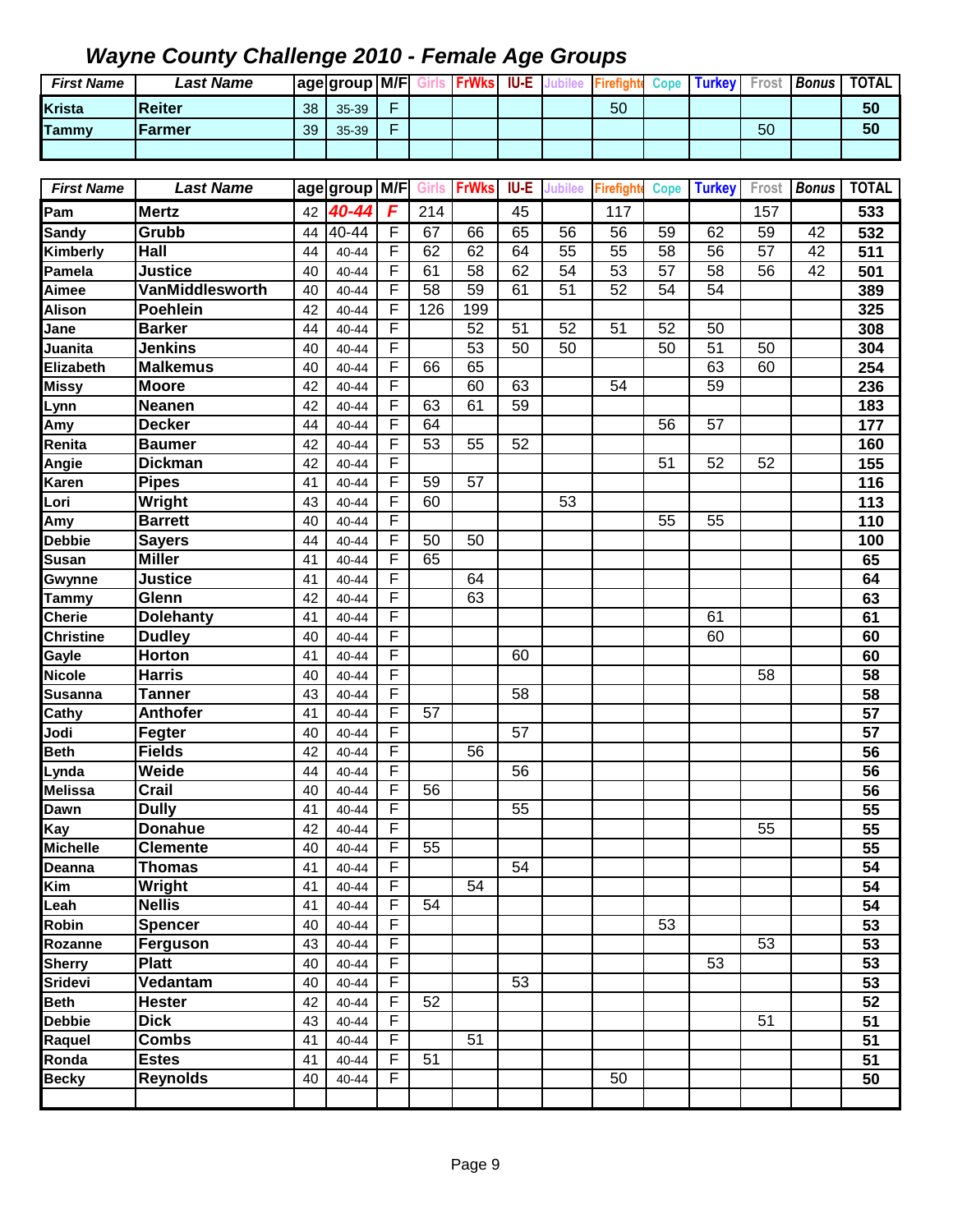## *Wayne County Challenge 2010 - Female Age Groups*

| First Name | Last Name | age | group | M/F | Girls | FrWks | IU-E | Jubilee | Firefighter | Cope | Turkey | Frost | Bonus | TOTAL |
|---|---|---|---|---|---|---|---|---|---|---|---|---|---|---|
| Krista | Reiter | 38 | 35-39 | F | | | | | 50 | | | | | 50 |
| Tammy | Farmer | 39 | 35-39 | F | | | | | | | | 50 | | 50 |
| | | | | | | | | | | | | | | |

| First Name | Last Name | age | group | M/F | Girls | FrWks | IU-E | Jubilee | Firefighter | Cope | Turkey | Frost | Bonus | TOTAL |
|---|---|---|---|---|---|---|---|---|---|---|---|---|---|---|
| Pam | Mertz | 42 | 40-44 | F | 214 | | 45 | | 117 | | | 157 | | 533 |
| Sandy | Grubb | 44 | 40-44 | F | 67 | 66 | 65 | 56 | 56 | 59 | 62 | 59 | 42 | 532 |
| Kimberly | Hall | 44 | 40-44 | F | 62 | 62 | 64 | 55 | 55 | 58 | 56 | 57 | 42 | 511 |
| Pamela | Justice | 40 | 40-44 | F | 61 | 58 | 62 | 54 | 53 | 57 | 58 | 56 | 42 | 501 |
| Aimee | VanMiddlesworth | 40 | 40-44 | F | 58 | 59 | 61 | 51 | 52 | 54 | 54 | | | 389 |
| Alison | Poehlein | 42 | 40-44 | F | 126 | 199 | | | | | | | | 325 |
| Jane | Barker | 44 | 40-44 | F | | 52 | 51 | 52 | 51 | 52 | 50 | | | 308 |
| Juanita | Jenkins | 40 | 40-44 | F | | 53 | 50 | 50 | | 50 | 51 | 50 | | 304 |
| Elizabeth | Malkemus | 40 | 40-44 | F | 66 | 65 | | | | | 63 | 60 | | 254 |
| Missy | Moore | 42 | 40-44 | F | | 60 | 63 | | 54 | | 59 | | | 236 |
| Lynn | Neanen | 42 | 40-44 | F | 63 | 61 | 59 | | | | | | | 183 |
| Amy | Decker | 44 | 40-44 | F | 64 | | | | | 56 | 57 | | | 177 |
| Renita | Baumer | 42 | 40-44 | F | 53 | 55 | 52 | | | | | | | 160 |
| Angie | Dickman | 42 | 40-44 | F | | | | | | 51 | 52 | 52 | | 155 |
| Karen | Pipes | 41 | 40-44 | F | 59 | 57 | | | | | | | | 116 |
| Lori | Wright | 43 | 40-44 | F | 60 | | | 53 | | | | | | 113 |
| Amy | Barrett | 40 | 40-44 | F | | | | | | 55 | 55 | | | 110 |
| Debbie | Sayers | 44 | 40-44 | F | 50 | 50 | | | | | | | | 100 |
| Susan | Miller | 41 | 40-44 | F | 65 | | | | | | | | | 65 |
| Gwynne | Justice | 41 | 40-44 | F | | 64 | | | | | | | | 64 |
| Tammy | Glenn | 42 | 40-44 | F | | 63 | | | | | | | | 63 |
| Cherie | Dolehanty | 41 | 40-44 | F | | | | | | | 61 | | | 61 |
| Christine | Dudley | 40 | 40-44 | F | | | | | | | 60 | | | 60 |
| Gayle | Horton | 41 | 40-44 | F | | | 60 | | | | | | | 60 |
| Nicole | Harris | 40 | 40-44 | F | | | | | | | | 58 | | 58 |
| Susanna | Tanner | 43 | 40-44 | F | | | 58 | | | | | | | 58 |
| Cathy | Anthofer | 41 | 40-44 | F | 57 | | | | | | | | | 57 |
| Jodi | Fegter | 40 | 40-44 | F | | | 57 | | | | | | | 57 |
| Beth | Fields | 42 | 40-44 | F | | 56 | | | | | | | | 56 |
| Lynda | Weide | 44 | 40-44 | F | | | 56 | | | | | | | 56 |
| Melissa | Crail | 40 | 40-44 | F | 56 | | | | | | | | | 56 |
| Dawn | Dully | 41 | 40-44 | F | | | 55 | | | | | | | 55 |
| Kay | Donahue | 42 | 40-44 | F | | | | | | | | 55 | | 55 |
| Michelle | Clemente | 40 | 40-44 | F | 55 | | | | | | | | | 55 |
| Deanna | Thomas | 41 | 40-44 | F | | | 54 | | | | | | | 54 |
| Kim | Wright | 41 | 40-44 | F | | 54 | | | | | | | | 54 |
| Leah | Nellis | 41 | 40-44 | F | 54 | | | | | | | | | 54 |
| Robin | Spencer | 40 | 40-44 | F | | | | | | 53 | | | | 53 |
| Rozanne | Ferguson | 43 | 40-44 | F | | | | | | | | 53 | | 53 |
| Sherry | Platt | 40 | 40-44 | F | | | | | | | 53 | | | 53 |
| Sridevi | Vedantam | 40 | 40-44 | F | | | 53 | | | | | | | 53 |
| Beth | Hester | 42 | 40-44 | F | 52 | | | | | | | | | 52 |
| Debbie | Dick | 43 | 40-44 | F | | | | | | | | 51 | | 51 |
| Raquel | Combs | 41 | 40-44 | F | | 51 | | | | | | | | 51 |
| Ronda | Estes | 41 | 40-44 | F | 51 | | | | | | | | | 51 |
| Becky | Reynolds | 40 | 40-44 | F | | | | | 50 | | | | | 50 |
| | | | | | | | | | | | | | | |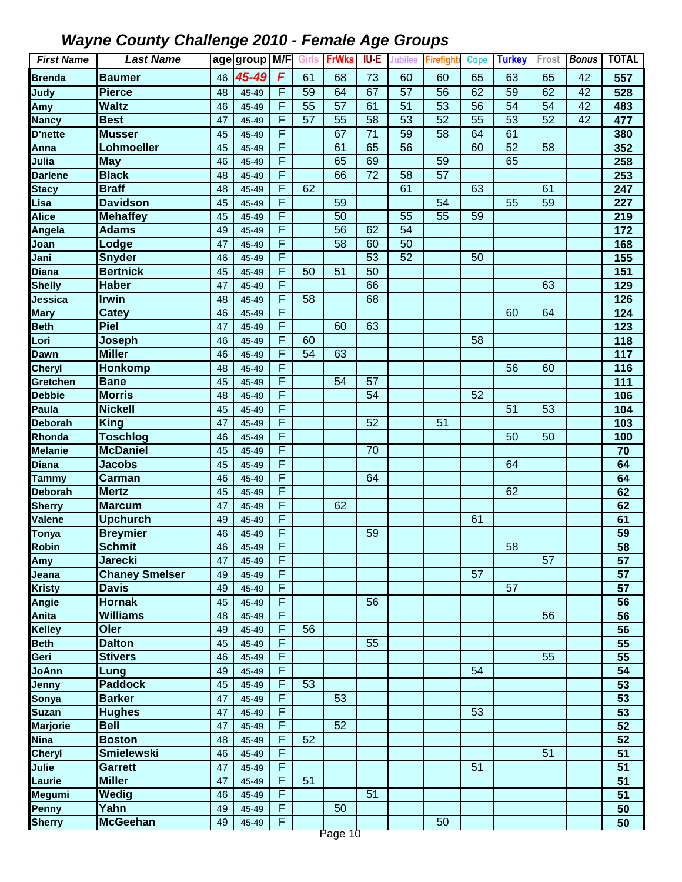## Wayne County Challenge 2010 - Female Age Groups

| First Name | Last Name | age | group | M/F | Girls | FrWks | IU-E | Jubilee | Firefighte | Cope | Turkey | Frost | Bonus | TOTAL |
|---|---|---|---|---|---|---|---|---|---|---|---|---|---|---|
| Brenda | Baumer | 46 | 45-49 | F | 61 | 68 | 73 | 60 | 60 | 65 | 63 | 65 | 42 | 557 |
| Judy | Pierce | 48 | 45-49 | F | 59 | 64 | 67 | 57 | 56 | 62 | 59 | 62 | 42 | 528 |
| Amy | Waltz | 46 | 45-49 | F | 55 | 57 | 61 | 51 | 53 | 56 | 54 | 54 | 42 | 483 |
| Nancy | Best | 47 | 45-49 | F | 57 | 55 | 58 | 53 | 52 | 55 | 53 | 52 | 42 | 477 |
| D'nette | Musser | 45 | 45-49 | F | | 67 | 71 | 59 | 58 | 64 | 61 | | | 380 |
| Anna | Lohmoeller | 45 | 45-49 | F | | 61 | 65 | 56 | | 60 | 52 | 58 | | 352 |
| Julia | May | 46 | 45-49 | F | | 65 | 69 | | 59 | | 65 | | | 258 |
| Darlene | Black | 48 | 45-49 | F | | 66 | 72 | 58 | 57 | | | | | 253 |
| Stacy | Braff | 48 | 45-49 | F | 62 | | | 61 | | 63 | | 61 | | 247 |
| Lisa | Davidson | 45 | 45-49 | F | | 59 | | | 54 | | 55 | 59 | | 227 |
| Alice | Mehaffey | 45 | 45-49 | F | | 50 | | 55 | 55 | 59 | | | | 219 |
| Angela | Adams | 49 | 45-49 | F | | 56 | 62 | 54 | | | | | | 172 |
| Joan | Lodge | 47 | 45-49 | F | | 58 | 60 | 50 | | | | | | 168 |
| Jani | Snyder | 46 | 45-49 | F | | | 53 | 52 | | 50 | | | | 155 |
| Diana | Bertnick | 45 | 45-49 | F | 50 | 51 | 50 | | | | | | | 151 |
| Shelly | Haber | 47 | 45-49 | F | | | 66 | | | | | 63 | | 129 |
| Jessica | Irwin | 48 | 45-49 | F | 58 | | 68 | | | | | | | 126 |
| Mary | Catey | 46 | 45-49 | F | | | | | | | 60 | 64 | | 124 |
| Beth | Piel | 47 | 45-49 | F | | 60 | 63 | | | | | | | 123 |
| Lori | Joseph | 46 | 45-49 | F | 60 | | | | | 58 | | | | 118 |
| Dawn | Miller | 46 | 45-49 | F | 54 | 63 | | | | | | | | 117 |
| Cheryl | Honkomp | 48 | 45-49 | F | | | | | | | 56 | 60 | | 116 |
| Gretchen | Bane | 45 | 45-49 | F | | 54 | 57 | | | | | | | 111 |
| Debbie | Morris | 48 | 45-49 | F | | | 54 | | | 52 | | | | 106 |
| Paula | Nickell | 45 | 45-49 | F | | | | | | | 51 | 53 | | 104 |
| Deborah | King | 47 | 45-49 | F | | | 52 | | 51 | | | | | 103 |
| Rhonda | Toschlog | 46 | 45-49 | F | | | | | | | 50 | 50 | | 100 |
| Melanie | McDaniel | 45 | 45-49 | F | | | 70 | | | | | | | 70 |
| Diana | Jacobs | 45 | 45-49 | F | | | | | | | 64 | | | 64 |
| Tammy | Carman | 46 | 45-49 | F | | | 64 | | | | | | | 64 |
| Deborah | Mertz | 45 | 45-49 | F | | | | | | | 62 | | | 62 |
| Sherry | Marcum | 47 | 45-49 | F | | 62 | | | | | | | | 62 |
| Valene | Upchurch | 49 | 45-49 | F | | | | | | 61 | | | | 61 |
| Tonya | Breymier | 46 | 45-49 | F | | | 59 | | | | | | | 59 |
| Robin | Schmit | 46 | 45-49 | F | | | | | | | 58 | | | 58 |
| Amy | Jarecki | 47 | 45-49 | F | | | | | | | | 57 | | 57 |
| Jeana | Chaney Smelser | 49 | 45-49 | F | | | | | | 57 | | | | 57 |
| Kristy | Davis | 49 | 45-49 | F | | | | | | | 57 | | | 57 |
| Angie | Hornak | 45 | 45-49 | F | | | 56 | | | | | | | 56 |
| Anita | Williams | 48 | 45-49 | F | | | | | | | | 56 | | 56 |
| Kelley | Oler | 49 | 45-49 | F | 56 | | | | | | | | | 56 |
| Beth | Dalton | 45 | 45-49 | F | | | 55 | | | | | | | 55 |
| Geri | Stivers | 46 | 45-49 | F | | | | | | | | 55 | | 55 |
| JoAnn | Lung | 49 | 45-49 | F | | | | | | 54 | | | | 54 |
| Jenny | Paddock | 45 | 45-49 | F | 53 | | | | | | | | | 53 |
| Sonya | Barker | 47 | 45-49 | F | | 53 | | | | | | | | 53 |
| Suzan | Hughes | 47 | 45-49 | F | | | | | | 53 | | | | 53 |
| Marjorie | Bell | 47 | 45-49 | F | | 52 | | | | | | | | 52 |
| Nina | Boston | 48 | 45-49 | F | 52 | | | | | | | | | 52 |
| Cheryl | Smielewski | 46 | 45-49 | F | | | | | | | | 51 | | 51 |
| Julie | Garrett | 47 | 45-49 | F | | | | | | 51 | | | | 51 |
| Laurie | Miller | 47 | 45-49 | F | 51 | | | | | | | | | 51 |
| Megumi | Wedig | 46 | 45-49 | F | | | 51 | | | | | | | 51 |
| Penny | Yahn | 49 | 45-49 | F | | 50 | | | | | | | | 50 |
| Sherry | McGeehan | 49 | 45-49 | F | | | | | 50 | | | | | 50 |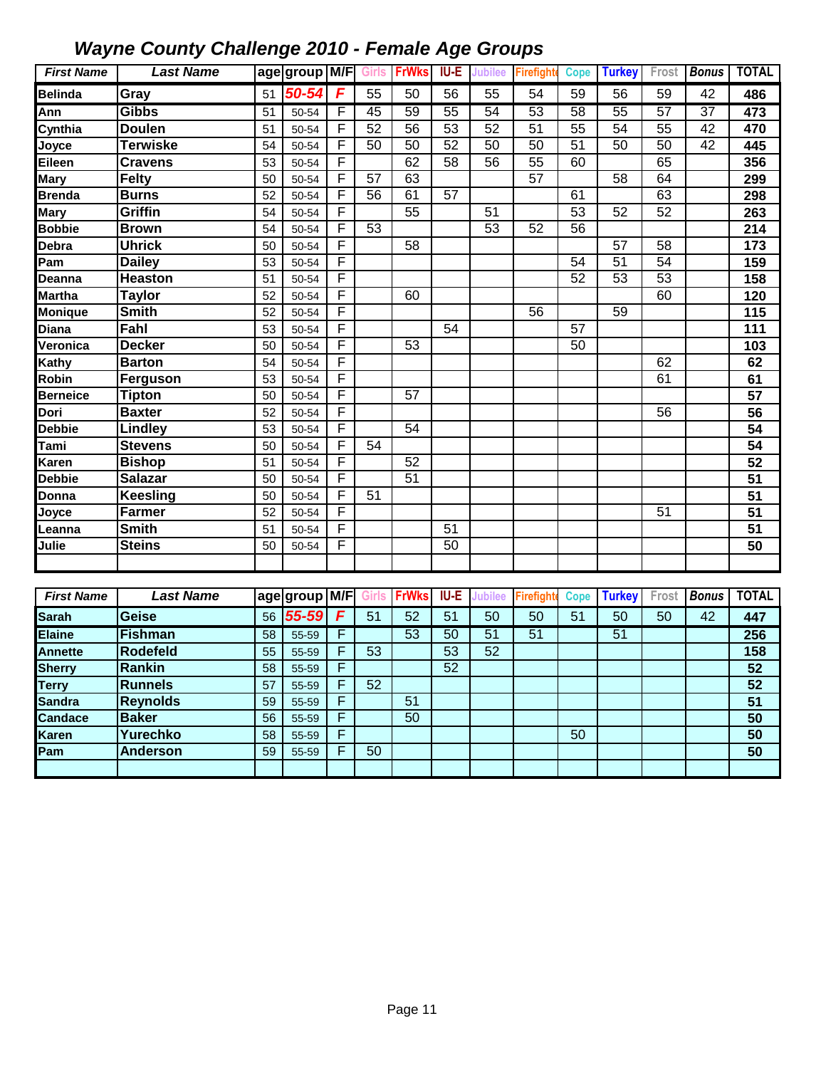## *Wayne County Challenge 2010 - Female Age Groups*

| First Name | Last Name | age | group | M/F | Girls | FrWks | IU-E | Jubilee | Firefighte | Cope | Turkey | Frost | Bonus | TOTAL |
|---|---|---|---|---|---|---|---|---|---|---|---|---|---|---|
| **Belinda** | **Gray** | 51 | ***50-54*** | ***F*** | 55 | 50 | 56 | 55 | 54 | 59 | 56 | 59 | 42 | **486** |
| **Ann** | **Gibbs** | 51 | 50-54 | F | 45 | 59 | 55 | 54 | 53 | 58 | 55 | 57 | 37 | **473** |
| **Cynthia** | **Doulen** | 51 | 50-54 | F | 52 | 56 | 53 | 52 | 51 | 55 | 54 | 55 | 42 | **470** |
| **Joyce** | **Terwiske** | 54 | 50-54 | F | 50 | 50 | 52 | 50 | 50 | 51 | 50 | 50 | 42 | **445** |
| **Eileen** | **Cravens** | 53 | 50-54 | F | | 62 | 58 | 56 | 55 | 60 | | 65 | | **356** |
| **Mary** | **Felty** | 50 | 50-54 | F | 57 | 63 | | | 57 | | 58 | 64 | | **299** |
| **Brenda** | **Burns** | 52 | 50-54 | F | 56 | 61 | 57 | | | 61 | | 63 | | **298** |
| **Mary** | **Griffin** | 54 | 50-54 | F | | 55 | | 51 | | 53 | 52 | 52 | | **263** |
| **Bobbie** | **Brown** | 54 | 50-54 | F | 53 | | | 53 | 52 | 56 | | | | **214** |
| **Debra** | **Uhrick** | 50 | 50-54 | F | | 58 | | | | | 57 | 58 | | **173** |
| **Pam** | **Dailey** | 53 | 50-54 | F | | | | | | 54 | 51 | 54 | | **159** |
| **Deanna** | **Heaston** | 51 | 50-54 | F | | | | | | 52 | 53 | 53 | | **158** |
| **Martha** | **Taylor** | 52 | 50-54 | F | | 60 | | | | | | 60 | | **120** |
| **Monique** | **Smith** | 52 | 50-54 | F | | | | | 56 | | 59 | | | **115** |
| **Diana** | **Fahl** | 53 | 50-54 | F | | | 54 | | | 57 | | | | **111** |
| **Veronica** | **Decker** | 50 | 50-54 | F | | 53 | | | | 50 | | | | **103** |
| **Kathy** | **Barton** | 54 | 50-54 | F | | | | | | | | 62 | | **62** |
| **Robin** | **Ferguson** | 53 | 50-54 | F | | | | | | | | 61 | | **61** |
| **Berneice** | **Tipton** | 50 | 50-54 | F | | 57 | | | | | | | | **57** |
| **Dori** | **Baxter** | 52 | 50-54 | F | | | | | | | | 56 | | **56** |
| **Debbie** | **Lindley** | 53 | 50-54 | F | | 54 | | | | | | | | **54** |
| **Tami** | **Stevens** | 50 | 50-54 | F | 54 | | | | | | | | | **54** |
| **Karen** | **Bishop** | 51 | 50-54 | F | | 52 | | | | | | | | **52** |
| **Debbie** | **Salazar** | 50 | 50-54 | F | | 51 | | | | | | | | **51** |
| **Donna** | **Keesling** | 50 | 50-54 | F | 51 | | | | | | | | | **51** |
| **Joyce** | **Farmer** | 52 | 50-54 | F | | | | | | | | 51 | | **51** |
| **Leanna** | **Smith** | 51 | 50-54 | F | | | 51 | | | | | | | **51** |
| **Julie** | **Steins** | 50 | 50-54 | F | | | 50 | | | | | | | **50** |

| First Name | Last Name | age | group | M/F | Girls | FrWks | IU-E | Jubilee | Firefighte | Cope | Turkey | Frost | Bonus | TOTAL |
|---|---|---|---|---|---|---|---|---|---|---|---|---|---|---|
| **Sarah** | **Geise** | 56 | ***55-59*** | ***F*** | 51 | 52 | 51 | 50 | 50 | 51 | 50 | 50 | 42 | **447** |
| **Elaine** | **Fishman** | 58 | 55-59 | F | | 53 | 50 | 51 | 51 | | 51 | | | **256** |
| **Annette** | **Rodefeld** | 55 | 55-59 | F | 53 | | 53 | 52 | | | | | | **158** |
| **Sherry** | **Rankin** | 58 | 55-59 | F | | | 52 | | | | | | | **52** |
| **Terry** | **Runnels** | 57 | 55-59 | F | 52 | | | | | | | | | **52** |
| **Sandra** | **Reynolds** | 59 | 55-59 | F | | 51 | | | | | | | | **51** |
| **Candace** | **Baker** | 56 | 55-59 | F | | 50 | | | | | | | | **50** |
| **Karen** | **Yurechko** | 58 | 55-59 | F | | | | | | 50 | | | | **50** |
| **Pam** | **Anderson** | 59 | 55-59 | F | 50 | | | | | | | | | **50** |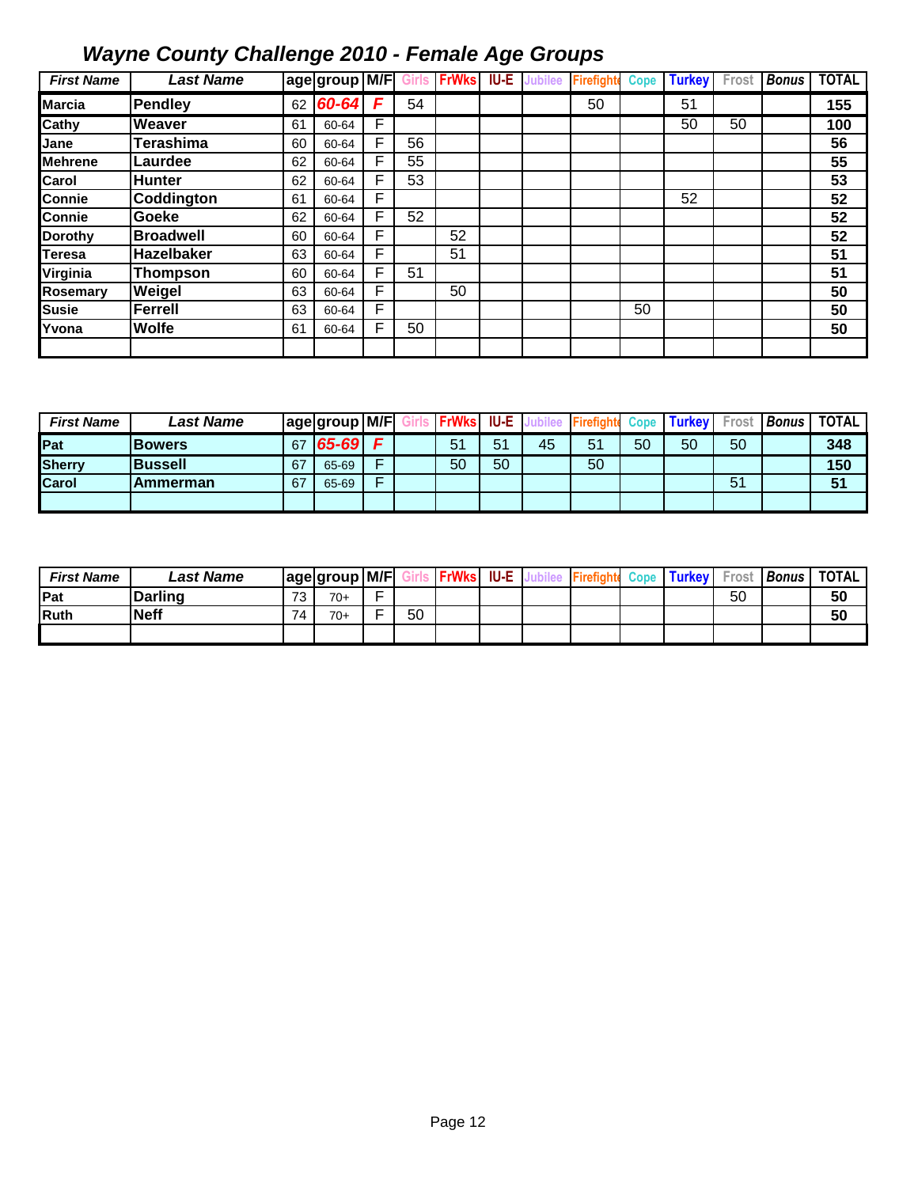## *Wayne County Challenge 2010 - Female Age Groups*

| *First Name* | *Last Name* | age | group | M/F | Girls | FrWks | IU-E | Jubilee | Firefighte | Cope | Turkey | Frost | *Bonus* | TOTAL |
|---|---|---|---|---|---|---|---|---|---|---|---|---|---|---|
| Marcia | Pendley | 62 | 60-64 | F | 54 | | | | 50 | | 51 | | | 155 |
| Cathy | Weaver | 61 | 60-64 | F | | | | | | | 50 | 50 | | 100 |
| Jane | Terashima | 60 | 60-64 | F | 56 | | | | | | | | | 56 |
| Mehrene | Laurdee | 62 | 60-64 | F | 55 | | | | | | | | | 55 |
| Carol | Hunter | 62 | 60-64 | F | 53 | | | | | | | | | 53 |
| Connie | Coddington | 61 | 60-64 | F | | | | | | | 52 | | | 52 |
| Connie | Goeke | 62 | 60-64 | F | 52 | | | | | | | | | 52 |
| Dorothy | Broadwell | 60 | 60-64 | F | | 52 | | | | | | | | 52 |
| Teresa | Hazelbaker | 63 | 60-64 | F | | 51 | | | | | | | | 51 |
| Virginia | Thompson | 60 | 60-64 | F | 51 | | | | | | | | | 51 |
| Rosemary | Weigel | 63 | 60-64 | F | | 50 | | | | | | | | 50 |
| Susie | Ferrell | 63 | 60-64 | F | | | | | | 50 | | | | 50 |
| Yvona | Wolfe | 61 | 60-64 | F | 50 | | | | | | | | | 50 |
| | | | | | | | | | | | | | | |

| *First Name* | *Last Name* | age | group | M/F | Girls | FrWks | IU-E | Jubilee | Firefighte | Cope | Turkey | Frost | *Bonus* | TOTAL |
|---|---|---|---|---|---|---|---|---|---|---|---|---|---|---|
| Pat | Bowers | 67 | 65-69 | F | | 51 | 51 | 45 | 51 | 50 | 50 | 50 | | 348 |
| Sherry | Bussell | 67 | 65-69 | F | | 50 | 50 | | 50 | | | | | 150 |
| Carol | Ammerman | 67 | 65-69 | F | | | | | | | | 51 | | 51 |
| | | | | | | | | | | | | | | |

| *First Name* | *Last Name* | age | group | M/F | Girls | FrWks | IU-E | Jubilee | Firefighte | Cope | Turkey | Frost | *Bonus* | TOTAL |
|---|---|---|---|---|---|---|---|---|---|---|---|---|---|---|
| Pat | Darling | 73 | 70+ | F | | | | | | | | 50 | | 50 |
| Ruth | Neff | 74 | 70+ | F | 50 | | | | | | | | | 50 |
| | | | | | | | | | | | | | | |